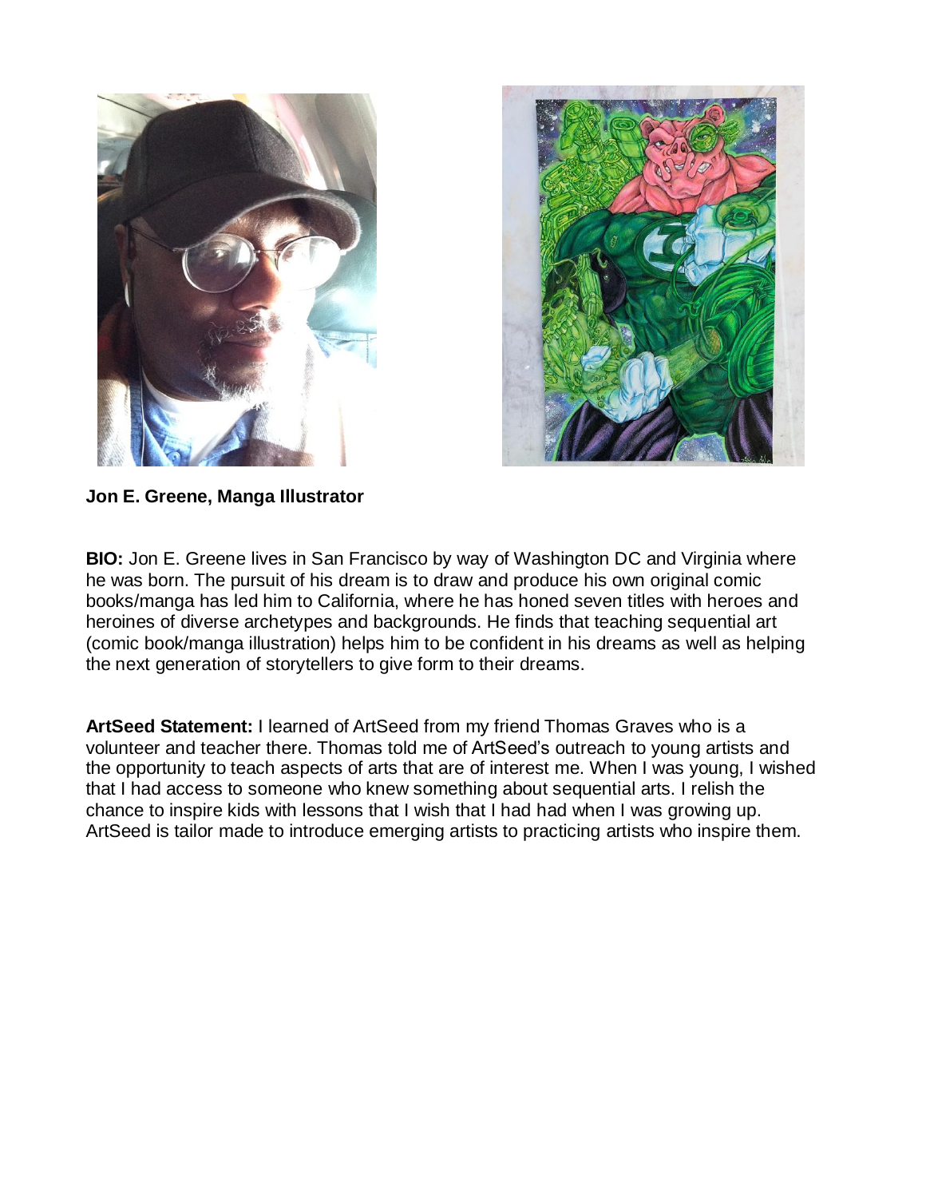**Jon E. Greene, Manga Illustrator**

**BIO:** Jon E. Greene lives in San Francisco by way of Washington DC and Virginia where he was born. The pursuit of his dream is to draw and produce his own original comic books/manga has led him to California, where he has honed seven titles with heroes and heroines of diverse archetypes and backgrounds. He finds that teaching sequential art (comic book/manga illustration) helps him to be confident in his dreams as well as helping the next generation of storytellers to give form to their dreams.

**ArtSeed Statement:** I learned of ArtSeed from my friend Thomas Graves who is a volunteer and teacher there. Thomas told me of ArtSeed's outreach to young artists and the opportunity to teach aspects of arts that are of interest me. When I was young, I wished that I had access to someone who knew something about sequential arts. I relish the chance to inspire kids with lessons that I wish that I had had when I was growing up. ArtSeed is tailor made to introduce emerging artists to practicing artists who inspire them.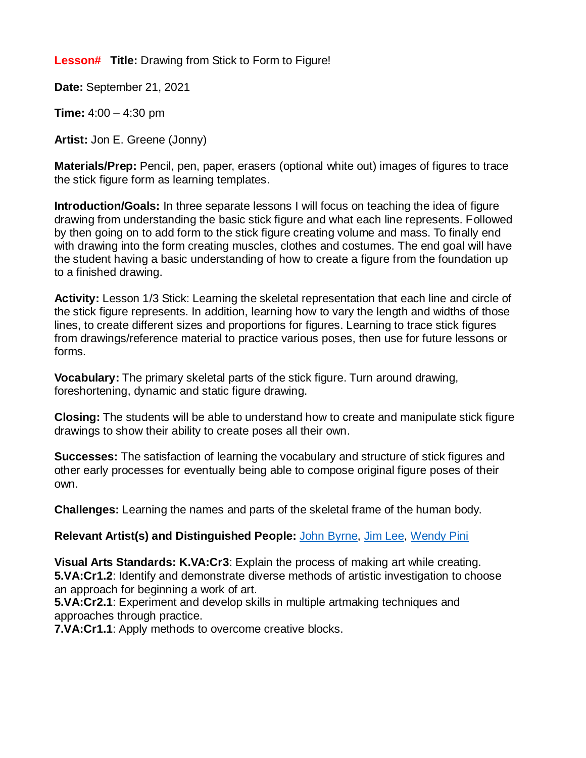**Lesson#** **Title:** Drawing from Stick to Form to Figure!

**Date:** September 21, 2021

**Time:** 4:00 – 4:30 pm

**Artist:** Jon E. Greene (Jonny)

**Materials/Prep:** Pencil, pen, paper, erasers (optional white out) images of figures to trace the stick figure form as learning templates.

**Introduction/Goals:** In three separate lessons I will focus on teaching the idea of figure drawing from understanding the basic stick figure and what each line represents. Followed by then going on to add form to the stick figure creating volume and mass. To finally end with drawing into the form creating muscles, clothes and costumes. The end goal will have the student having a basic understanding of how to create a figure from the foundation up to a finished drawing.

**Activity:** Lesson 1/3 Stick: Learning the skeletal representation that each line and circle of the stick figure represents. In addition, learning how to vary the length and widths of those lines, to create different sizes and proportions for figures. Learning to trace stick figures from drawings/reference material to practice various poses, then use for future lessons or forms.

**Vocabulary:** The primary skeletal parts of the stick figure. Turn around drawing, foreshortening, dynamic and static figure drawing.

**Closing:** The students will be able to understand how to create and manipulate stick figure drawings to show their ability to create poses all their own.

**Successes:** The satisfaction of learning the vocabulary and structure of stick figures and other early processes for eventually being able to compose original figure poses of their own.

**Challenges:** Learning the names and parts of the skeletal frame of the human body.

**Relevant Artist(s) and Distinguished People:** John Byrne, Jim Lee, Wendy Pini

**Visual Arts Standards: K.VA:Cr3**: Explain the process of making art while creating.
**5.VA:Cr1.2**: Identify and demonstrate diverse methods of artistic investigation to choose an approach for beginning a work of art.
**5.VA:Cr2.1**: Experiment and develop skills in multiple artmaking techniques and approaches through practice.
**7.VA:Cr1.1**: Apply methods to overcome creative blocks.